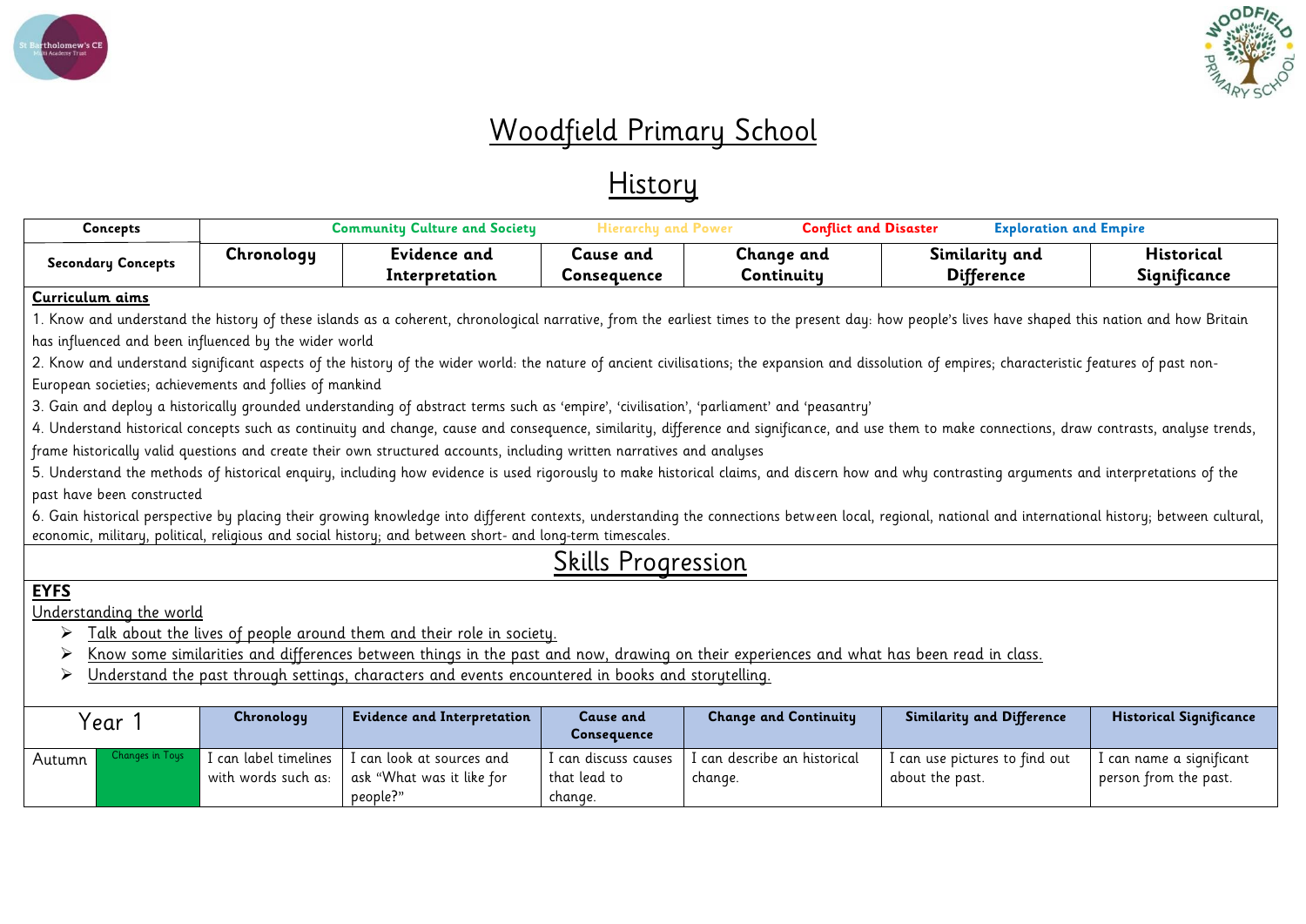# Woodfield Primary School

## History

| Concepts | | Community Culture and Society | | Hierarchy and Power | Conflict and Disaster | Exploration and Empire |
|---|---|---|---|---|---|---|
| Secondary Concepts | Chronology | Evidence and Interpretation | Cause and Consequence | Change and Continuity | Similarity and Difference | Historical Significance |

**Curriculum aims**

1. Know and understand the history of these islands as a coherent, chronological narrative, from the earliest times to the present day: how people's lives have shaped this nation and how Britain has influenced and been influenced by the wider world
2. Know and understand significant aspects of the history of the wider world: the nature of ancient civilisations; the expansion and dissolution of empires; characteristic features of past non-European societies; achievements and follies of mankind
3. Gain and deploy a historically grounded understanding of abstract terms such as 'empire', 'civilisation', 'parliament' and 'peasantry'
4. Understand historical concepts such as continuity and change, cause and consequence, similarity, difference and significance, and use them to make connections, draw contrasts, analyse trends, frame historically valid questions and create their own structured accounts, including written narratives and analyses
5. Understand the methods of historical enquiry, including how evidence is used rigorously to make historical claims, and discern how and why contrasting arguments and interpretations of the past have been constructed
6. Gain historical perspective by placing their growing knowledge into different contexts, understanding the connections between local, regional, national and international history; between cultural, economic, military, political, religious and social history; and between short- and long-term timescales.

## Skills Progression

**EYFS**

Understanding the world

- Talk about the lives of people around them and their role in society.
- Know some similarities and differences between things in the past and now, drawing on their experiences and what has been read in class.
- Understand the past through settings, characters and events encountered in books and storytelling.

| Year 1 | | Chronology | Evidence and Interpretation | Cause and Consequence | Change and Continuity | Similarity and Difference | Historical Significance |
|---|---|---|---|---|---|---|---|
| Autumn | Changes in Toys | I can label timelines with words such as: | I can look at sources and ask "What was it like for people?" | I can discuss causes that lead to change. | I can describe an historical change. | I can use pictures to find out about the past. | I can name a significant person from the past. |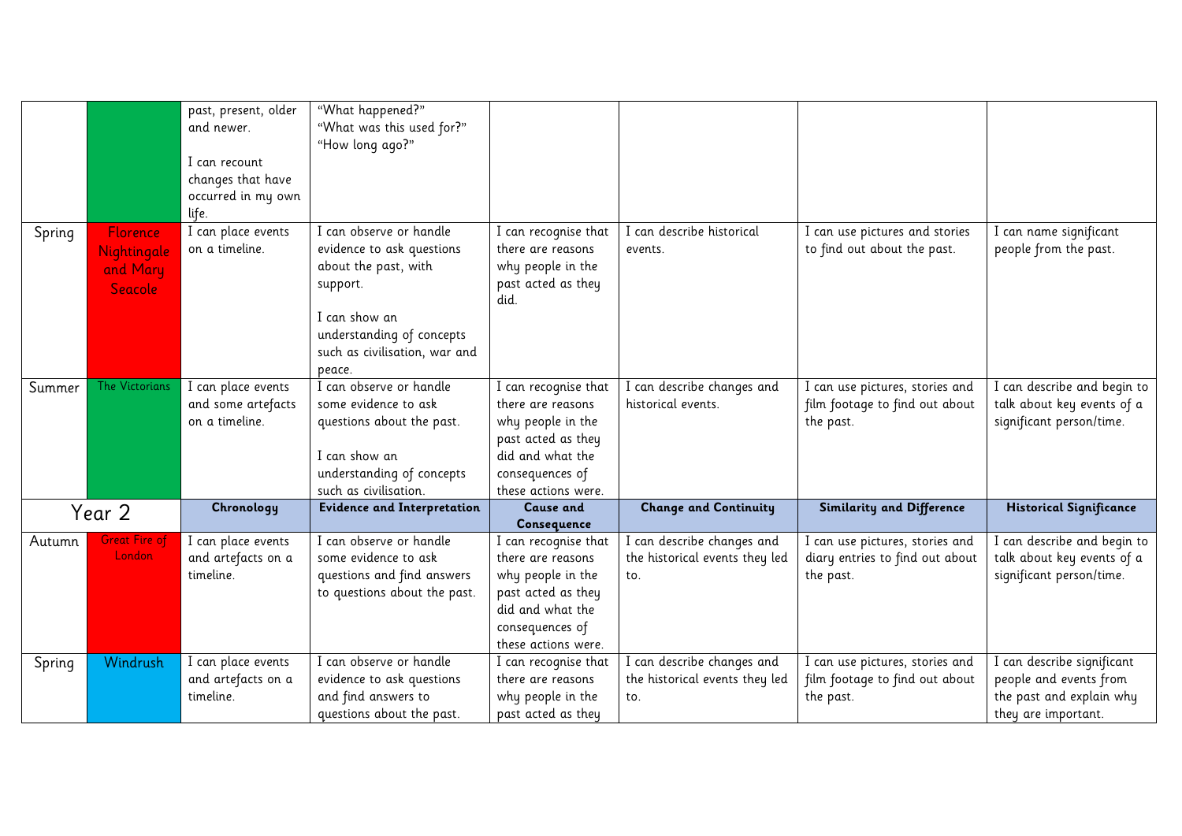| | | | | | | | |
|---|---|---|---|---|---|---|---|
| | | past, present, older and newer.<br><br>I can recount changes that have occurred in my own life. | "What happened?"<br>"What was this used for?"<br>"How long ago?" | | | | |
| Spring | Florence Nightingale and Mary Seacole | I can place events on a timeline. | I can observe or handle evidence to ask questions about the past, with support.<br><br>I can show an understanding of concepts such as civilisation, war and peace. | I can recognise that there are reasons why people in the past acted as they did. | I can describe historical events. | I can use pictures and stories to find out about the past. | I can name significant people from the past. |
| Summer | The Victorians | I can place events and some artefacts on a timeline. | I can observe or handle some evidence to ask questions about the past.<br><br>I can show an understanding of concepts such as civilisation. | I can recognise that there are reasons why people in the past acted as they did and what the consequences of these actions were. | I can describe changes and historical events. | I can use pictures, stories and film footage to find out about the past. | I can describe and begin to talk about key events of a significant person/time. |
| Year 2 | | **Chronology** | **Evidence and Interpretation** | **Cause and Consequence** | **Change and Continuity** | **Similarity and Difference** | **Historical Significance** |
| Autumn | Great Fire of London | I can place events and artefacts on a timeline. | I can observe or handle some evidence to ask questions and find answers to questions about the past. | I can recognise that there are reasons why people in the past acted as they did and what the consequences of these actions were. | I can describe changes and the historical events they led to. | I can use pictures, stories and diary entries to find out about the past. | I can describe and begin to talk about key events of a significant person/time. |
| Spring | Windrush | I can place events and artefacts on a timeline. | I can observe or handle evidence to ask questions and find answers to questions about the past. | I can recognise that there are reasons why people in the past acted as they | I can describe changes and the historical events they led to. | I can use pictures, stories and film footage to find out about the past. | I can describe significant people and events from the past and explain why they are important. |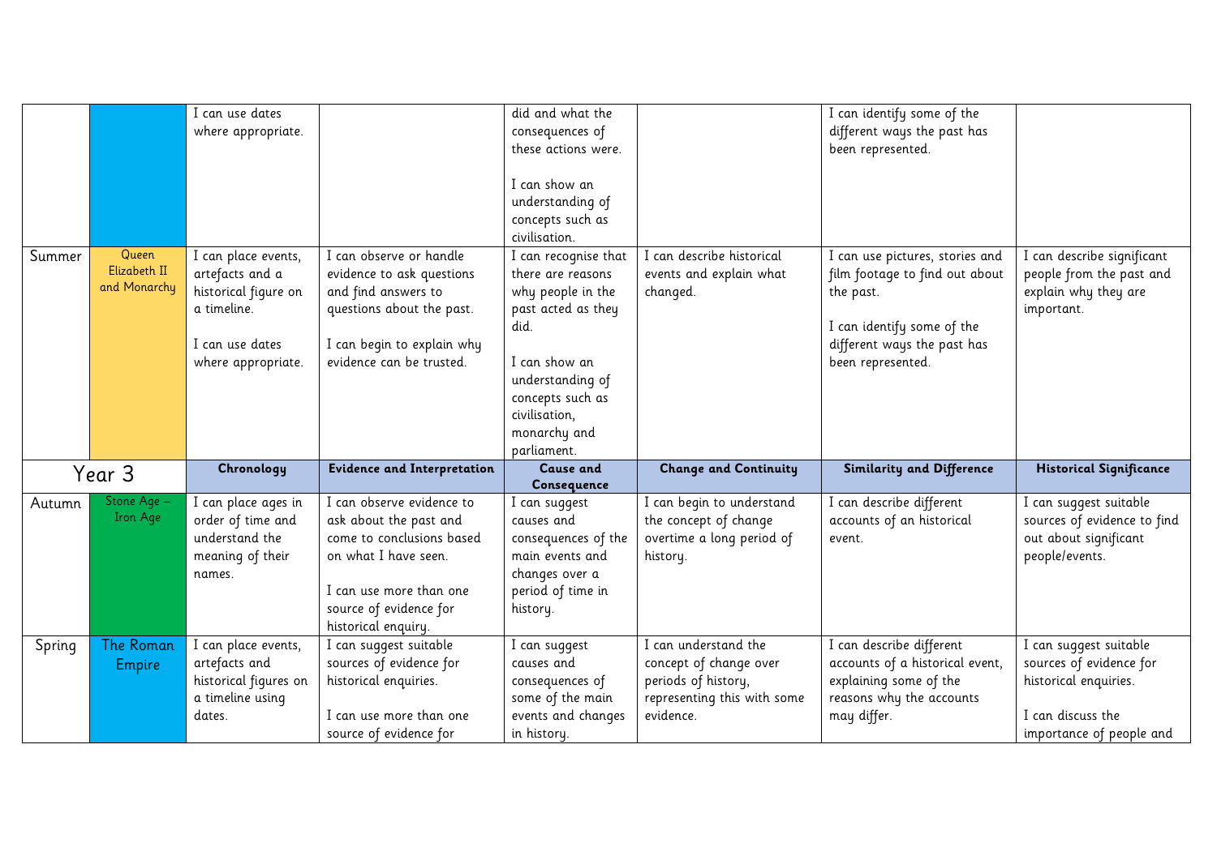| | | | | | | | |
|---|---|---|---|---|---|---|---|
| | | I can use dates where appropriate. | | did and what the consequences of these actions were.<br><br>I can show an understanding of concepts such as civilisation. | | I can identify some of the different ways the past has been represented. | |
| Summer | Queen Elizabeth II and Monarchy | I can place events, artefacts and a historical figure on a timeline.<br><br>I can use dates where appropriate. | I can observe or handle evidence to ask questions and find answers to questions about the past.<br><br>I can begin to explain why evidence can be trusted. | I can recognise that there are reasons why people in the past acted as they did.<br><br>I can show an understanding of concepts such as civilisation, monarchy and parliament. | I can describe historical events and explain what changed. | I can use pictures, stories and film footage to find out about the past.<br><br>I can identify some of the different ways the past has been represented. | I can describe significant people from the past and explain why they are important. |
| Year 3 | | **Chronology** | **Evidence and Interpretation** | **Cause and Consequence** | **Change and Continuity** | **Similarity and Difference** | **Historical Significance** |
| Autumn | Stone Age – Iron Age | I can place ages in order of time and understand the meaning of their names. | I can observe evidence to ask about the past and come to conclusions based on what I have seen.<br><br>I can use more than one source of evidence for historical enquiry. | I can suggest causes and consequences of the main events and changes over a period of time in history. | I can begin to understand the concept of change overtime a long period of history. | I can describe different accounts of an historical event. | I can suggest suitable sources of evidence to find out about significant people/events. |
| Spring | The Roman Empire | I can place events, artefacts and historical figures on a timeline using dates. | I can suggest suitable sources of evidence for historical enquiries.<br><br>I can use more than one source of evidence for | I can suggest causes and consequences of some of the main events and changes in history. | I can understand the concept of change over periods of history, representing this with some evidence. | I can describe different accounts of a historical event, explaining some of the reasons why the accounts may differ. | I can suggest suitable sources of evidence for historical enquiries.<br><br>I can discuss the importance of people and |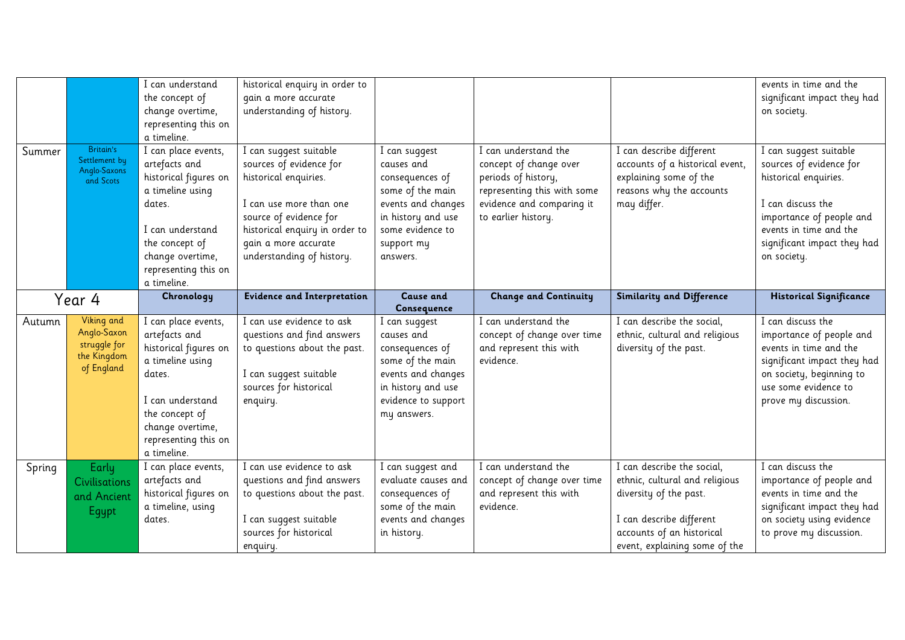| | | | | | | | |
|---|---|---|---|---|---|---|---|
| | | I can understand the concept of change overtime, representing this on a timeline. | historical enquiry in order to gain a more accurate understanding of history. | | | | events in time and the significant impact they had on society. |
| Summer | Britain's Settlement by Anglo-Saxons and Scots | I can place events, artefacts and historical figures on a timeline using dates.<br><br>I can understand the concept of change overtime, representing this on a timeline. | I can suggest suitable sources of evidence for historical enquiries.<br><br>I can use more than one source of evidence for historical enquiry in order to gain a more accurate understanding of history. | I can suggest causes and consequences of some of the main events and changes in history and use some evidence to support my answers. | I can understand the concept of change over periods of history, representing this with some evidence and comparing it to earlier history. | I can describe different accounts of a historical event, explaining some of the reasons why the accounts may differ. | I can suggest suitable sources of evidence for historical enquiries.<br><br>I can discuss the importance of people and events in time and the significant impact they had on society. |
| Year 4 | | **Chronology** | **Evidence and Interpretation** | **Cause and Consequence** | **Change and Continuity** | **Similarity and Difference** | **Historical Significance** |
| Autumn | Viking and Anglo-Saxon struggle for the Kingdom of England | I can place events, artefacts and historical figures on a timeline using dates.<br><br>I can understand the concept of change overtime, representing this on a timeline. | I can use evidence to ask questions and find answers to questions about the past.<br><br>I can suggest suitable sources for historical enquiry. | I can suggest causes and consequences of some of the main events and changes in history and use evidence to support my answers. | I can understand the concept of change over time and represent this with evidence. | I can describe the social, ethnic, cultural and religious diversity of the past. | I can discuss the importance of people and events in time and the significant impact they had on society, beginning to use some evidence to prove my discussion. |
| Spring | Early Civilisations and Ancient Egypt | I can place events, artefacts and historical figures on a timeline, using dates. | I can use evidence to ask questions and find answers to questions about the past.<br><br>I can suggest suitable sources for historical enquiry. | I can suggest and evaluate causes and consequences of some of the main events and changes in history. | I can understand the concept of change over time and represent this with evidence. | I can describe the social, ethnic, cultural and religious diversity of the past.<br><br>I can describe different accounts of an historical event, explaining some of the | I can discuss the importance of people and events in time and the significant impact they had on society using evidence to prove my discussion. |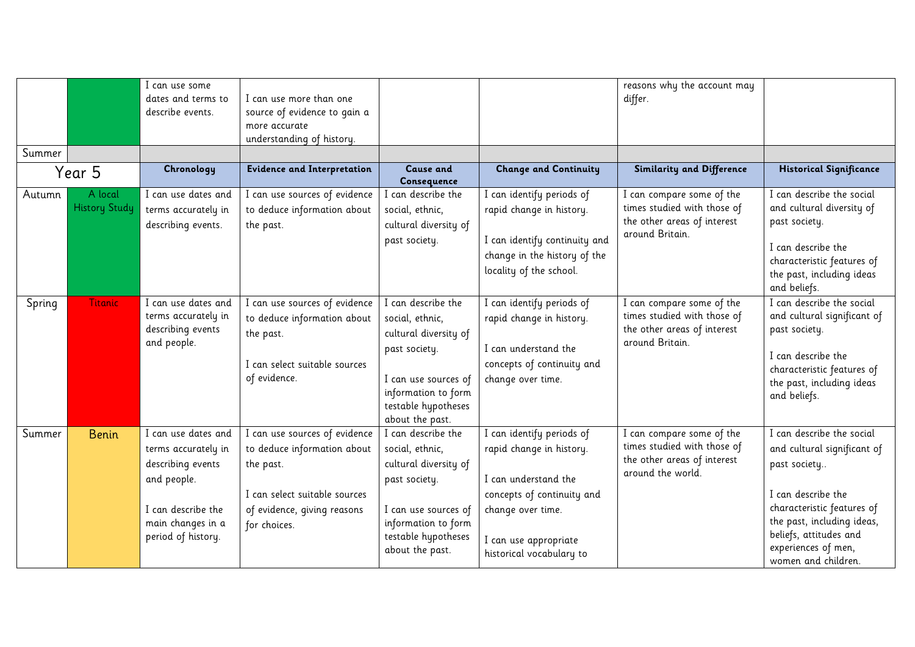| | | | | | | | |
|---|---|---|---|---|---|---|---|
| | | I can use some dates and terms to describe events. | I can use more than one source of evidence to gain a more accurate understanding of history. | | | reasons why the account may differ. | |
| Summer | | | | | | | |
| Year 5 | | **Chronology** | **Evidence and Interpretation** | **Cause and Consequence** | **Change and Continuity** | **Similarity and Difference** | **Historical Significance** |
| Autumn | A local History Study | I can use dates and terms accurately in describing events. | I can use sources of evidence to deduce information about the past. | I can describe the social, ethnic, cultural diversity of past society. | I can identify periods of rapid change in history.<br><br>I can identify continuity and change in the history of the locality of the school. | I can compare some of the times studied with those of the other areas of interest around Britain. | I can describe the social and cultural diversity of past society.<br><br>I can describe the characteristic features of the past, including ideas and beliefs. |
| Spring | Titanic | I can use dates and terms accurately in describing events and people. | I can use sources of evidence to deduce information about the past.<br><br>I can select suitable sources of evidence. | I can describe the social, ethnic, cultural diversity of past society.<br><br>I can use sources of information to form testable hypotheses about the past. | I can identify periods of rapid change in history.<br><br>I can understand the concepts of continuity and change over time. | I can compare some of the times studied with those of the other areas of interest around Britain. | I can describe the social and cultural significant of past society.<br><br>I can describe the characteristic features of the past, including ideas and beliefs. |
| Summer | Benin | I can use dates and terms accurately in describing events and people.<br><br>I can describe the main changes in a period of history. | I can use sources of evidence to deduce information about the past.<br><br>I can select suitable sources of evidence, giving reasons for choices. | I can describe the social, ethnic, cultural diversity of past society.<br><br>I can use sources of information to form testable hypotheses about the past. | I can identify periods of rapid change in history.<br><br>I can understand the concepts of continuity and change over time.<br><br>I can use appropriate historical vocabulary to | I can compare some of the times studied with those of the other areas of interest around the world. | I can describe the social and cultural significant of past society..<br><br>I can describe the characteristic features of the past, including ideas, beliefs, attitudes and experiences of men, women and children. |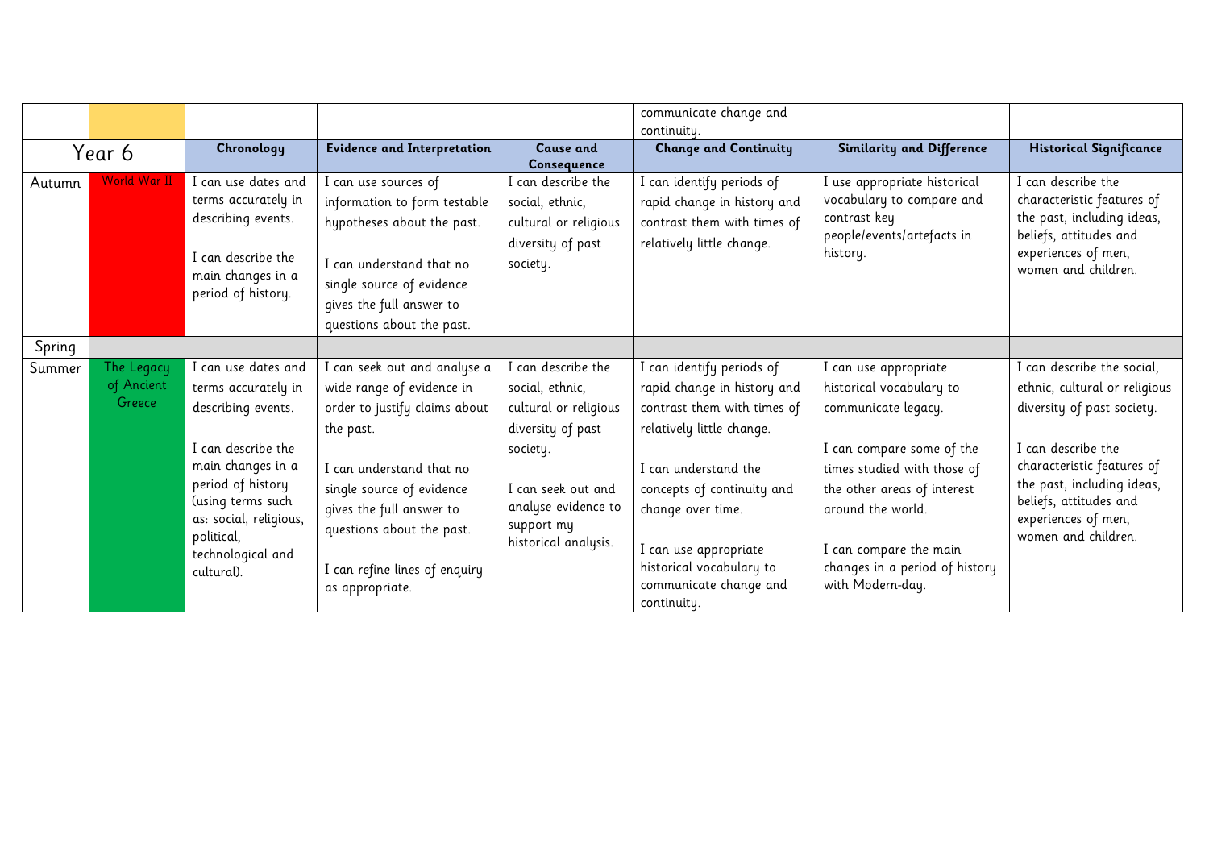| | | | | | | | |
|---|---|---|---|---|---|---|---|
| | | | | | communicate change and continuity. | | |
| Year 6 | | Chronology | Evidence and Interpretation | Cause and Consequence | Change and Continuity | Similarity and Difference | Historical Significance |
| Autumn | World War II | I can use dates and terms accurately in describing events.<br><br>I can describe the main changes in a period of history. | I can use sources of information to form testable hypotheses about the past.<br><br>I can understand that no single source of evidence gives the full answer to questions about the past. | I can describe the social, ethnic, cultural or religious diversity of past society. | I can identify periods of rapid change in history and contrast them with times of relatively little change. | I use appropriate historical vocabulary to compare and contrast key people/events/artefacts in history. | I can describe the characteristic features of the past, including ideas, beliefs, attitudes and experiences of men, women and children. |
| Spring | | | | | | | |
| Summer | The Legacy of Ancient Greece | I can use dates and terms accurately in describing events.<br><br>I can describe the main changes in a period of history (using terms such as: social, religious, political, technological and cultural). | I can seek out and analyse a wide range of evidence in order to justify claims about the past.<br><br>I can understand that no single source of evidence gives the full answer to questions about the past.<br><br>I can refine lines of enquiry as appropriate. | I can describe the social, ethnic, cultural or religious diversity of past society.<br><br>I can seek out and analyse evidence to support my historical analysis. | I can identify periods of rapid change in history and contrast them with times of relatively little change.<br><br>I can understand the concepts of continuity and change over time.<br><br>I can use appropriate historical vocabulary to communicate change and continuity. | I can use appropriate historical vocabulary to communicate legacy.<br><br>I can compare some of the times studied with those of the other areas of interest around the world.<br><br>I can compare the main changes in a period of history with Modern-day. | I can describe the social, ethnic, cultural or religious diversity of past society.<br><br>I can describe the characteristic features of the past, including ideas, beliefs, attitudes and experiences of men, women and children. |